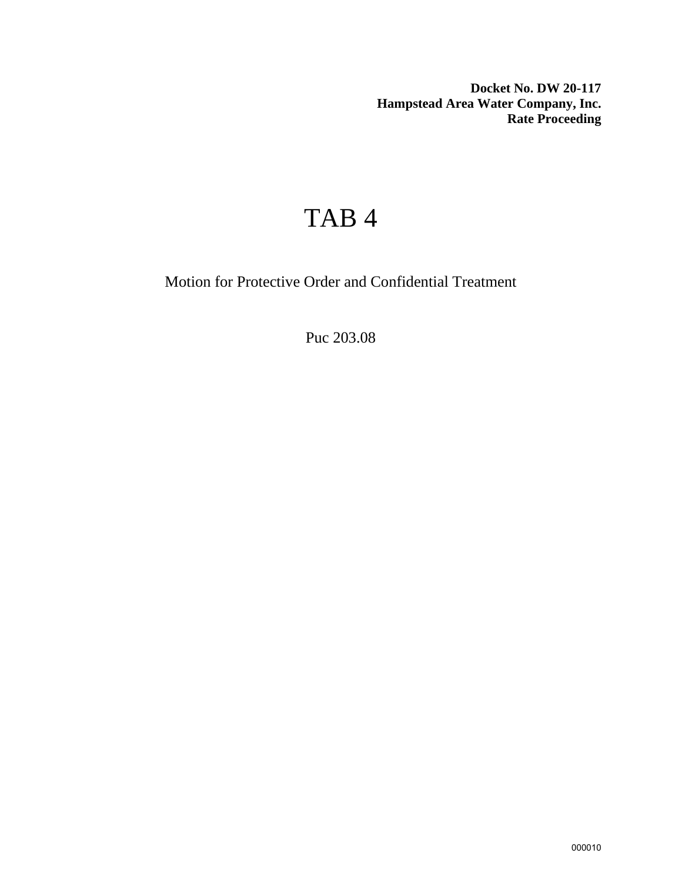**Docket No. DW 20-117**
**Hampstead Area Water Company, Inc.**
**Rate Proceeding**

# TAB 4

Motion for Protective Order and Confidential Treatment

Puc 203.08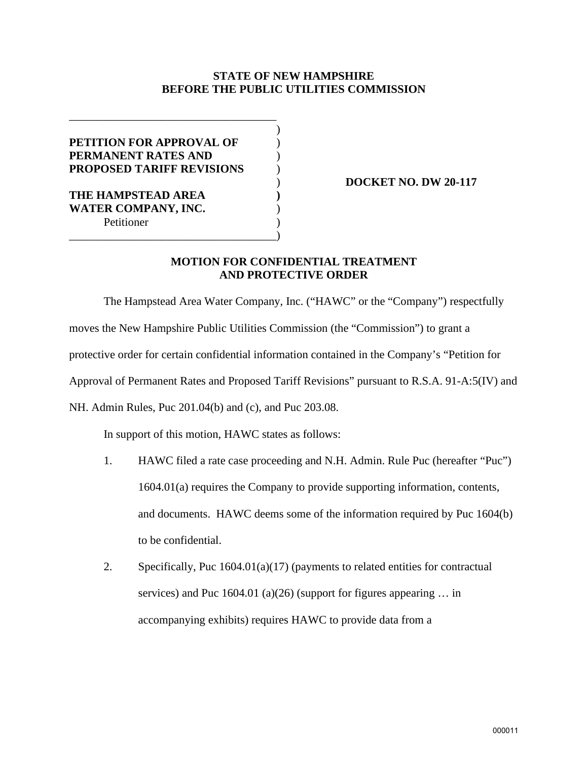**STATE OF NEW HAMPSHIRE**
**BEFORE THE PUBLIC UTILITIES COMMISSION**

| | |
|---|---|
| **PETITION FOR APPROVAL OF PERMANENT RATES AND PROPOSED TARIFF REVISIONS** | **DOCKET NO. DW 20-117** |
| **THE HAMPSTEAD AREA WATER COMPANY, INC.** Petitioner | |

**MOTION FOR CONFIDENTIAL TREATMENT AND PROTECTIVE ORDER**

The Hampstead Area Water Company, Inc. ("HAWC" or the "Company") respectfully moves the New Hampshire Public Utilities Commission (the "Commission") to grant a protective order for certain confidential information contained in the Company's "Petition for Approval of Permanent Rates and Proposed Tariff Revisions" pursuant to R.S.A. 91-A:5(IV) and NH. Admin Rules, Puc 201.04(b) and (c), and Puc 203.08.

In support of this motion, HAWC states as follows:

1. HAWC filed a rate case proceeding and N.H. Admin. Rule Puc (hereafter "Puc") 1604.01(a) requires the Company to provide supporting information, contents, and documents. HAWC deems some of the information required by Puc 1604(b) to be confidential.

2. Specifically, Puc 1604.01(a)(17) (payments to related entities for contractual services) and Puc 1604.01 (a)(26) (support for figures appearing … in accompanying exhibits) requires HAWC to provide data from a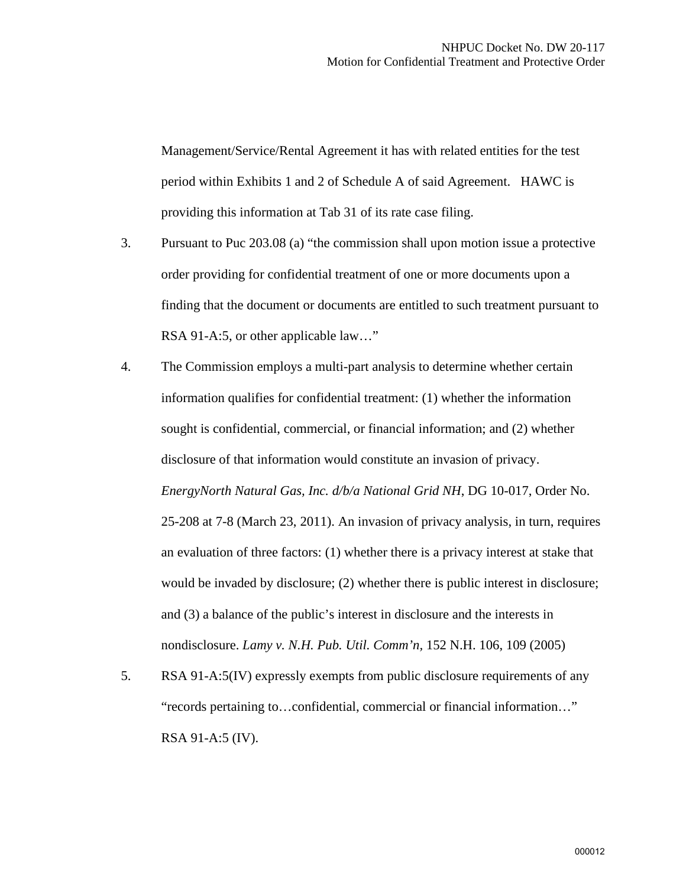Management/Service/Rental Agreement it has with related entities for the test period within Exhibits 1 and 2 of Schedule A of said Agreement. HAWC is providing this information at Tab 31 of its rate case filing.

3. Pursuant to Puc 203.08 (a) "the commission shall upon motion issue a protective order providing for confidential treatment of one or more documents upon a finding that the document or documents are entitled to such treatment pursuant to RSA 91-A:5, or other applicable law…"

4. The Commission employs a multi-part analysis to determine whether certain information qualifies for confidential treatment: (1) whether the information sought is confidential, commercial, or financial information; and (2) whether disclosure of that information would constitute an invasion of privacy. *EnergyNorth Natural Gas, Inc. d/b/a National Grid NH*, DG 10-017, Order No. 25-208 at 7-8 (March 23, 2011). An invasion of privacy analysis, in turn, requires an evaluation of three factors: (1) whether there is a privacy interest at stake that would be invaded by disclosure; (2) whether there is public interest in disclosure; and (3) a balance of the public's interest in disclosure and the interests in nondisclosure. *Lamy v. N.H. Pub. Util. Comm'n*, 152 N.H. 106, 109 (2005)

5. RSA 91-A:5(IV) expressly exempts from public disclosure requirements of any "records pertaining to…confidential, commercial or financial information…" RSA 91-A:5 (IV).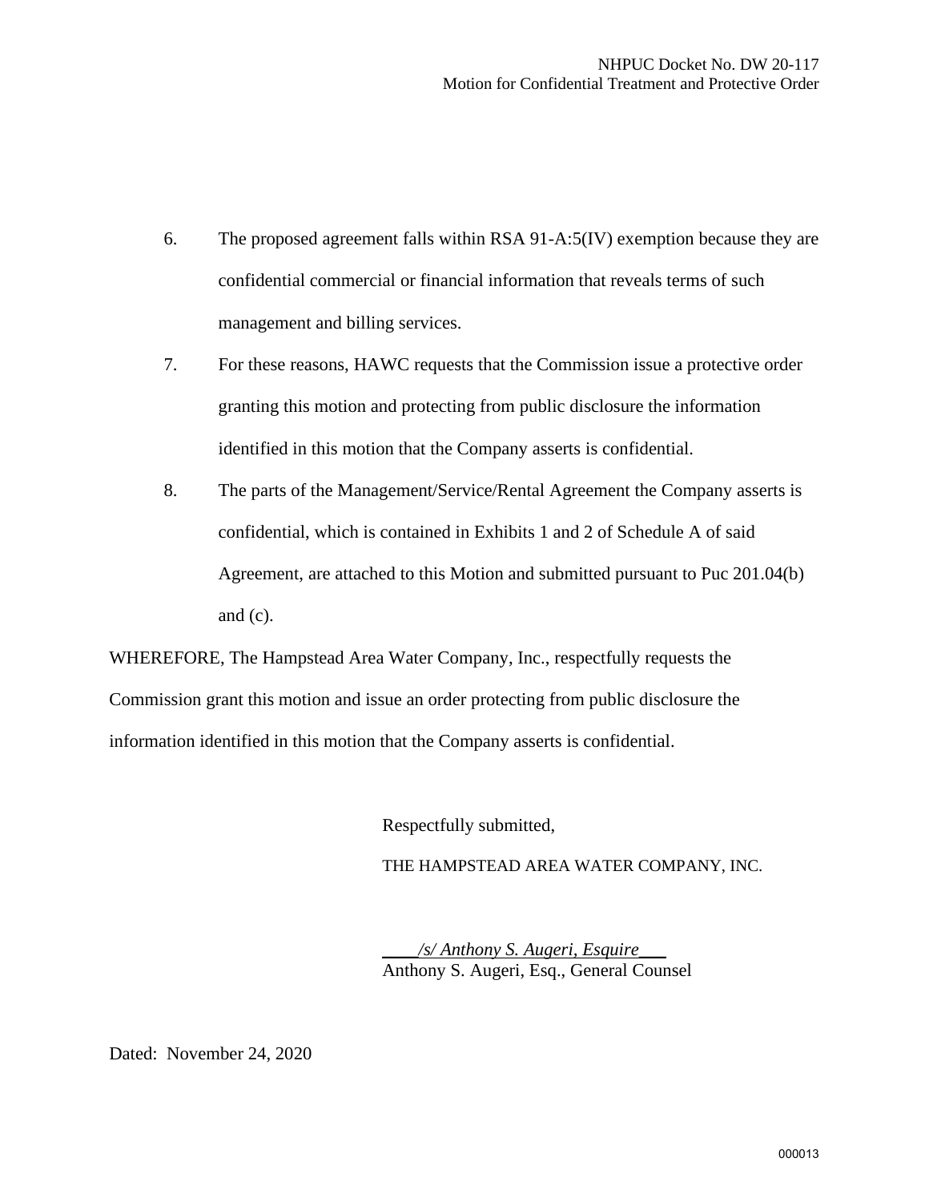6. The proposed agreement falls within RSA 91-A:5(IV) exemption because they are confidential commercial or financial information that reveals terms of such management and billing services.

7. For these reasons, HAWC requests that the Commission issue a protective order granting this motion and protecting from public disclosure the information identified in this motion that the Company asserts is confidential.

8. The parts of the Management/Service/Rental Agreement the Company asserts is confidential, which is contained in Exhibits 1 and 2 of Schedule A of said Agreement, are attached to this Motion and submitted pursuant to Puc 201.04(b) and (c).

WHEREFORE, The Hampstead Area Water Company, Inc., respectfully requests the Commission grant this motion and issue an order protecting from public disclosure the information identified in this motion that the Company asserts is confidential.

Respectfully submitted,

THE HAMPSTEAD AREA WATER COMPANY, INC.

*/s/ Anthony S. Augeri, Esquire*
Anthony S. Augeri, Esq., General Counsel

Dated: November 24, 2020